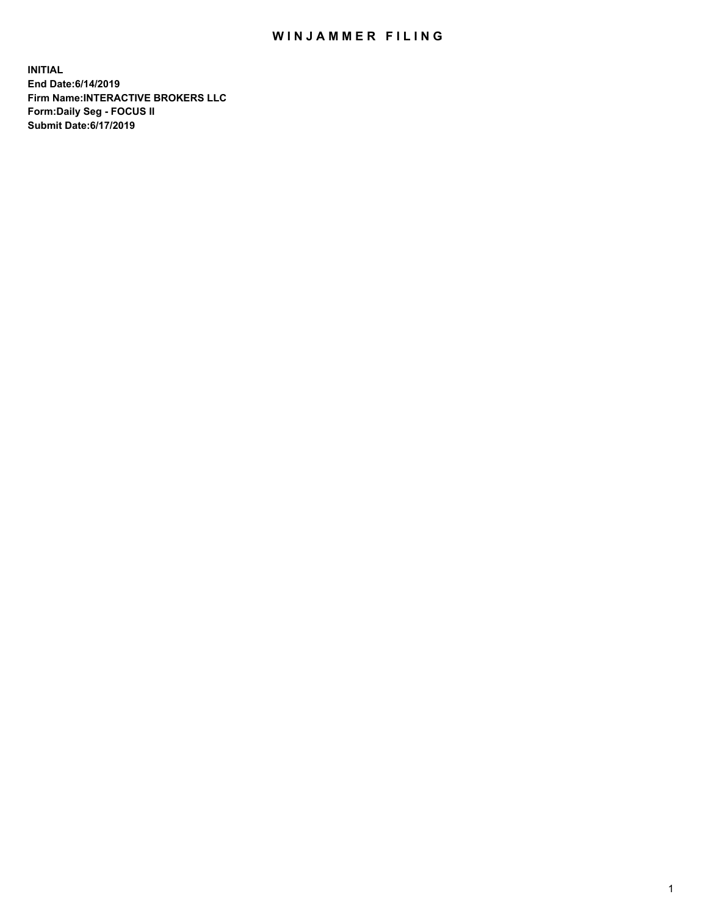# WINJAMMER FILING

**INITIAL**
**End Date:6/14/2019**
**Firm Name:INTERACTIVE BROKERS LLC**
**Form:Daily Seg - FOCUS II**
**Submit Date:6/17/2019**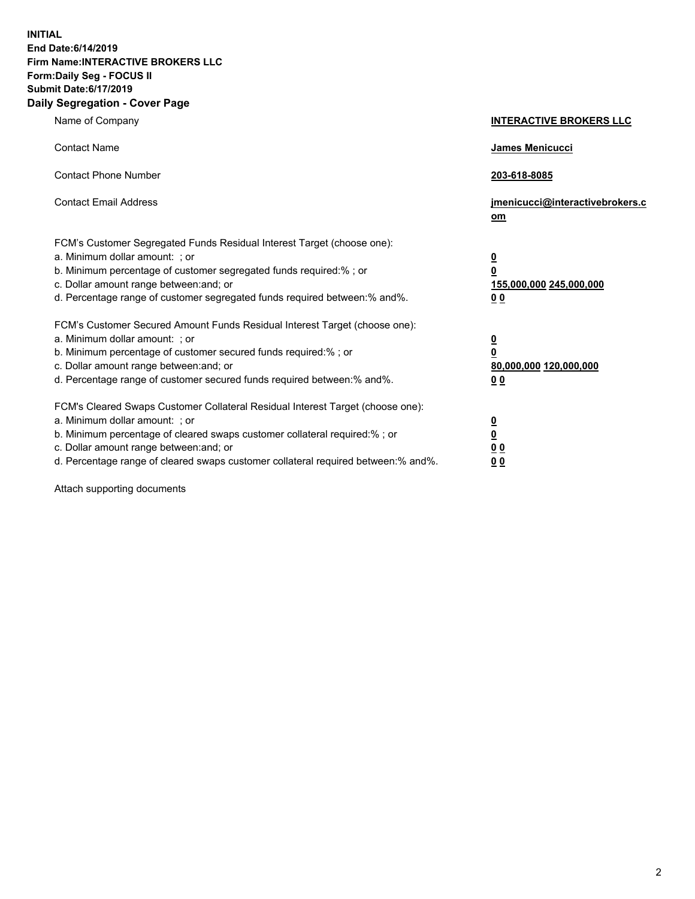**INITIAL**
**End Date:6/14/2019**
**Firm Name:INTERACTIVE BROKERS LLC**
**Form:Daily Seg - FOCUS II**
**Submit Date:6/17/2019**
**Daily Segregation - Cover Page**

| | |
|---|---|
| Name of Company | **INTERACTIVE BROKERS LLC** |
| Contact Name | **James Menicucci** |
| Contact Phone Number | **203-618-8085** |
| Contact Email Address | **jmenicucci@interactivebrokers.com** |

FCM's Customer Segregated Funds Residual Interest Target (choose one):

| | |
|---|---|
| a. Minimum dollar amount: ; or | **0** |
| b. Minimum percentage of customer segregated funds required:% ; or | **0** |
| c. Dollar amount range between:and; or | **155,000,000 245,000,000** |
| d. Percentage range of customer segregated funds required between:% and%. | **0 0** |

FCM's Customer Secured Amount Funds Residual Interest Target (choose one):

| | |
|---|---|
| a. Minimum dollar amount: ; or | **0** |
| b. Minimum percentage of customer secured funds required:% ; or | **0** |
| c. Dollar amount range between:and; or | **80,000,000 120,000,000** |
| d. Percentage range of customer secured funds required between:% and%. | **0 0** |

FCM's Cleared Swaps Customer Collateral Residual Interest Target (choose one):

| | |
|---|---|
| a. Minimum dollar amount: ; or | **0** |
| b. Minimum percentage of cleared swaps customer collateral required:% ; or | **0** |
| c. Dollar amount range between:and; or | **0 0** |
| d. Percentage range of cleared swaps customer collateral required between:% and%. | **0 0** |

Attach supporting documents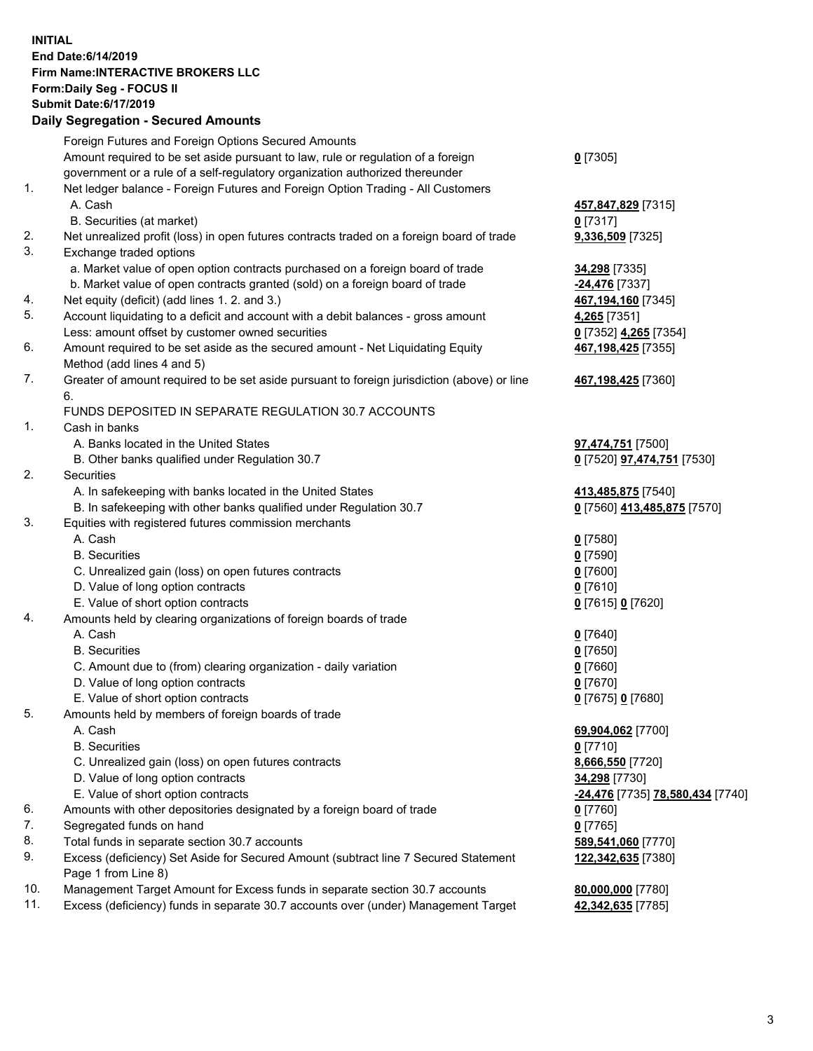**INITIAL**
**End Date:6/14/2019**
**Firm Name:INTERACTIVE BROKERS LLC**
**Form:Daily Seg - FOCUS II**
**Submit Date:6/17/2019**
**Daily Segregation - Secured Amounts**

| | | |
|---|---|---|
| | Foreign Futures and Foreign Options Secured Amounts | |
| | Amount required to be set aside pursuant to law, rule or regulation of a foreign government or a rule of a self-regulatory organization authorized thereunder | **0** [7305] |
| 1. | Net ledger balance - Foreign Futures and Foreign Option Trading - All Customers | |
| | A. Cash | **457,847,829** [7315] |
| | B. Securities (at market) | **0** [7317] |
| 2. | Net unrealized profit (loss) in open futures contracts traded on a foreign board of trade | **9,336,509** [7325] |
| 3. | Exchange traded options | |
| | a. Market value of open option contracts purchased on a foreign board of trade | **34,298** [7335] |
| | b. Market value of open contracts granted (sold) on a foreign board of trade | **-24,476** [7337] |
| 4. | Net equity (deficit) (add lines 1. 2. and 3.) | **467,194,160** [7345] |
| 5. | Account liquidating to a deficit and account with a debit balances - gross amount | **4,265** [7351] |
| | Less: amount offset by customer owned securities | **0** [7352] **4,265** [7354] |
| 6. | Amount required to be set aside as the secured amount - Net Liquidating Equity Method (add lines 4 and 5) | **467,198,425** [7355] |
| 7. | Greater of amount required to be set aside pursuant to foreign jurisdiction (above) or line 6. | **467,198,425** [7360] |
| | FUNDS DEPOSITED IN SEPARATE REGULATION 30.7 ACCOUNTS | |
| 1. | Cash in banks | |
| | A. Banks located in the United States | **97,474,751** [7500] |
| | B. Other banks qualified under Regulation 30.7 | **0** [7520] **97,474,751** [7530] |
| 2. | Securities | |
| | A. In safekeeping with banks located in the United States | **413,485,875** [7540] |
| | B. In safekeeping with other banks qualified under Regulation 30.7 | **0** [7560] **413,485,875** [7570] |
| 3. | Equities with registered futures commission merchants | |
| | A. Cash | **0** [7580] |
| | B. Securities | **0** [7590] |
| | C. Unrealized gain (loss) on open futures contracts | **0** [7600] |
| | D. Value of long option contracts | **0** [7610] |
| | E. Value of short option contracts | **0** [7615] **0** [7620] |
| 4. | Amounts held by clearing organizations of foreign boards of trade | |
| | A. Cash | **0** [7640] |
| | B. Securities | **0** [7650] |
| | C. Amount due to (from) clearing organization - daily variation | **0** [7660] |
| | D. Value of long option contracts | **0** [7670] |
| | E. Value of short option contracts | **0** [7675] **0** [7680] |
| 5. | Amounts held by members of foreign boards of trade | |
| | A. Cash | **69,904,062** [7700] |
| | B. Securities | **0** [7710] |
| | C. Unrealized gain (loss) on open futures contracts | **8,666,550** [7720] |
| | D. Value of long option contracts | **34,298** [7730] |
| | E. Value of short option contracts | **-24,476** [7735] **78,580,434** [7740] |
| 6. | Amounts with other depositories designated by a foreign board of trade | **0** [7760] |
| 7. | Segregated funds on hand | **0** [7765] |
| 8. | Total funds in separate section 30.7 accounts | **589,541,060** [7770] |
| 9. | Excess (deficiency) Set Aside for Secured Amount (subtract line 7 Secured Statement Page 1 from Line 8) | **122,342,635** [7380] |
| 10. | Management Target Amount for Excess funds in separate section 30.7 accounts | **80,000,000** [7780] |
| 11. | Excess (deficiency) funds in separate 30.7 accounts over (under) Management Target | **42,342,635** [7785] |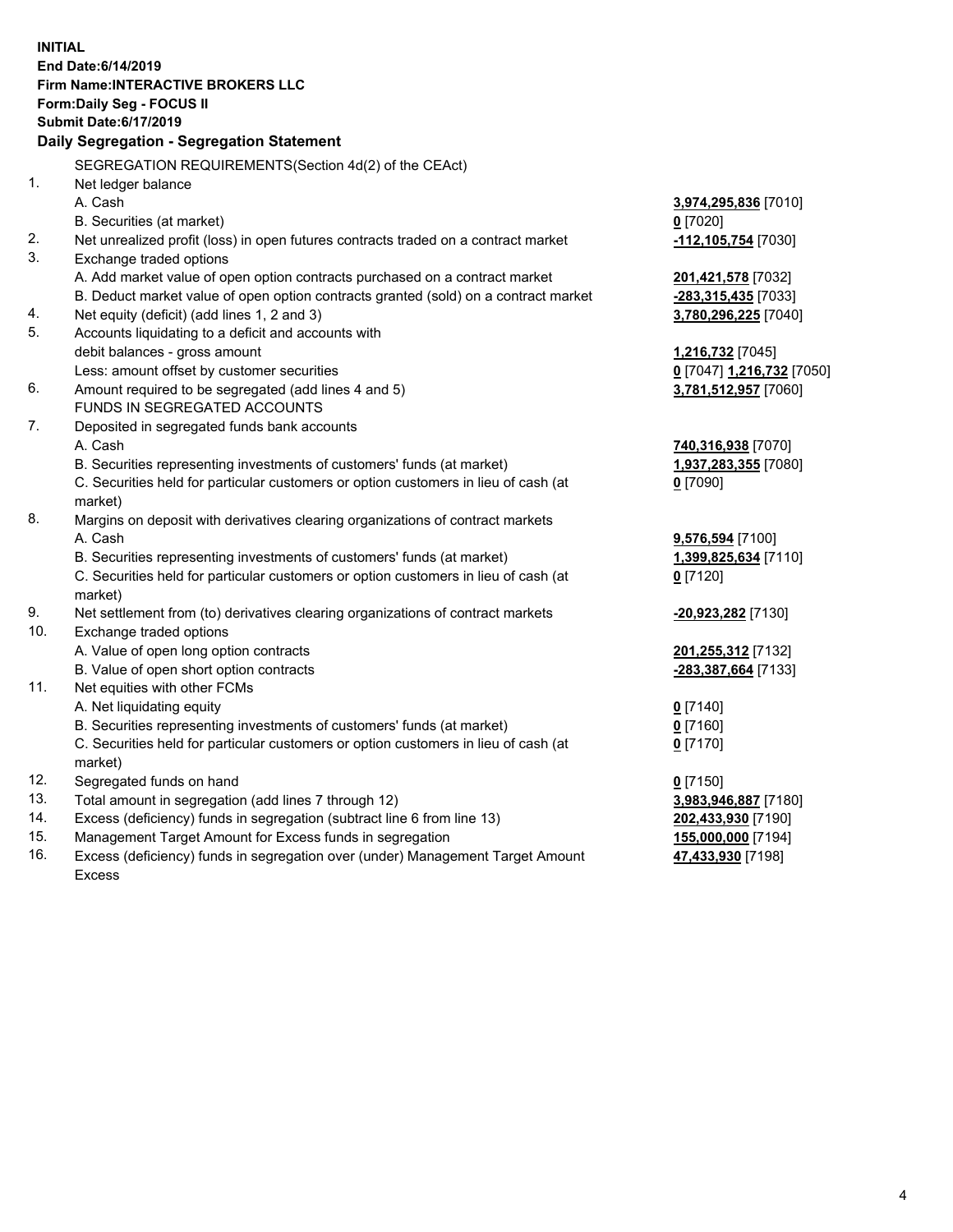**INITIAL**
**End Date:6/14/2019**
**Firm Name:INTERACTIVE BROKERS LLC**
**Form:Daily Seg - FOCUS II**
**Submit Date:6/17/2019**
**Daily Segregation - Segregation Statement**

SEGREGATION REQUIREMENTS(Section 4d(2) of the CEAct)

| | | |
|---|---|---|
| 1. | Net ledger balance | |
| | A. Cash | **3,974,295,836** [7010] |
| | B. Securities (at market) | **0** [7020] |
| 2. | Net unrealized profit (loss) in open futures contracts traded on a contract market | **-112,105,754** [7030] |
| 3. | Exchange traded options | |
| | A. Add market value of open option contracts purchased on a contract market | **201,421,578** [7032] |
| | B. Deduct market value of open option contracts granted (sold) on a contract market | **-283,315,435** [7033] |
| 4. | Net equity (deficit) (add lines 1, 2 and 3) | **3,780,296,225** [7040] |
| 5. | Accounts liquidating to a deficit and accounts with | |
| | debit balances - gross amount | **1,216,732** [7045] |
| | Less: amount offset by customer securities | **0** [7047] **1,216,732** [7050] |
| 6. | Amount required to be segregated (add lines 4 and 5) | **3,781,512,957** [7060] |
| | FUNDS IN SEGREGATED ACCOUNTS | |
| 7. | Deposited in segregated funds bank accounts | |
| | A. Cash | **740,316,938** [7070] |
| | B. Securities representing investments of customers' funds (at market) | **1,937,283,355** [7080] |
| | C. Securities held for particular customers or option customers in lieu of cash (at market) | **0** [7090] |
| 8. | Margins on deposit with derivatives clearing organizations of contract markets | |
| | A. Cash | **9,576,594** [7100] |
| | B. Securities representing investments of customers' funds (at market) | **1,399,825,634** [7110] |
| | C. Securities held for particular customers or option customers in lieu of cash (at market) | **0** [7120] |
| 9. | Net settlement from (to) derivatives clearing organizations of contract markets | **-20,923,282** [7130] |
| 10. | Exchange traded options | |
| | A. Value of open long option contracts | **201,255,312** [7132] |
| | B. Value of open short option contracts | **-283,387,664** [7133] |
| 11. | Net equities with other FCMs | |
| | A. Net liquidating equity | **0** [7140] |
| | B. Securities representing investments of customers' funds (at market) | **0** [7160] |
| | C. Securities held for particular customers or option customers in lieu of cash (at market) | **0** [7170] |
| 12. | Segregated funds on hand | **0** [7150] |
| 13. | Total amount in segregation (add lines 7 through 12) | **3,983,946,887** [7180] |
| 14. | Excess (deficiency) funds in segregation (subtract line 6 from line 13) | **202,433,930** [7190] |
| 15. | Management Target Amount for Excess funds in segregation | **155,000,000** [7194] |
| 16. | Excess (deficiency) funds in segregation over (under) Management Target Amount Excess | **47,433,930** [7198] |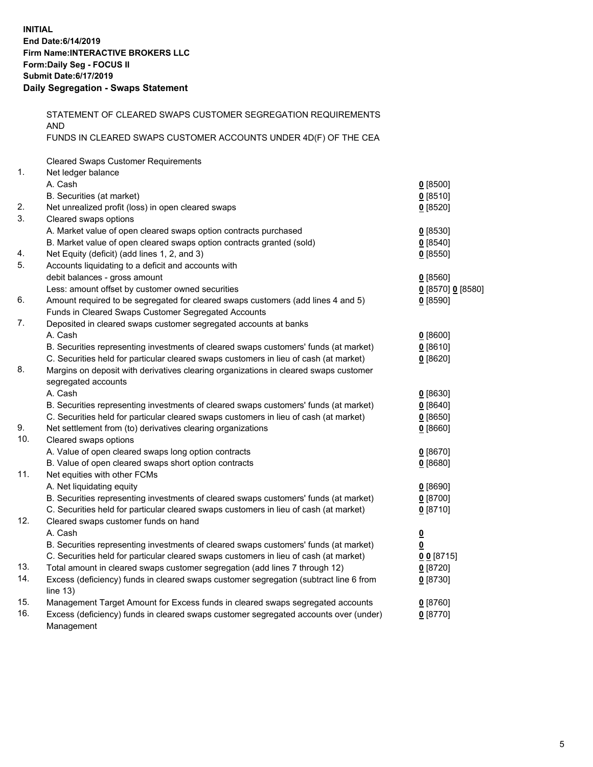**INITIAL**
**End Date:6/14/2019**
**Firm Name:INTERACTIVE BROKERS LLC**
**Form:Daily Seg - FOCUS II**
**Submit Date:6/17/2019**
**Daily Segregation - Swaps Statement**

STATEMENT OF CLEARED SWAPS CUSTOMER SEGREGATION REQUIREMENTS AND FUNDS IN CLEARED SWAPS CUSTOMER ACCOUNTS UNDER 4D(F) OF THE CEA

| | | |
|---|---|---|
| | Cleared Swaps Customer Requirements | |
| 1. | Net ledger balance | |
| | A. Cash | 0 [8500] |
| | B. Securities (at market) | 0 [8510] |
| 2. | Net unrealized profit (loss) in open cleared swaps | 0 [8520] |
| 3. | Cleared swaps options | |
| | A. Market value of open cleared swaps option contracts purchased | 0 [8530] |
| | B. Market value of open cleared swaps option contracts granted (sold) | 0 [8540] |
| 4. | Net Equity (deficit) (add lines 1, 2, and 3) | 0 [8550] |
| 5. | Accounts liquidating to a deficit and accounts with debit balances - gross amount | 0 [8560] |
| | Less: amount offset by customer owned securities | 0 [8570] 0 [8580] |
| 6. | Amount required to be segregated for cleared swaps customers (add lines 4 and 5) | 0 [8590] |
| | Funds in Cleared Swaps Customer Segregated Accounts | |
| 7. | Deposited in cleared swaps customer segregated accounts at banks | |
| | A. Cash | 0 [8600] |
| | B. Securities representing investments of cleared swaps customers' funds (at market) | 0 [8610] |
| | C. Securities held for particular cleared swaps customers in lieu of cash (at market) | 0 [8620] |
| 8. | Margins on deposit with derivatives clearing organizations in cleared swaps customer segregated accounts | |
| | A. Cash | 0 [8630] |
| | B. Securities representing investments of cleared swaps customers' funds (at market) | 0 [8640] |
| | C. Securities held for particular cleared swaps customers in lieu of cash (at market) | 0 [8650] |
| 9. | Net settlement from (to) derivatives clearing organizations | 0 [8660] |
| 10. | Cleared swaps options | |
| | A. Value of open cleared swaps long option contracts | 0 [8670] |
| | B. Value of open cleared swaps short option contracts | 0 [8680] |
| 11. | Net equities with other FCMs | |
| | A. Net liquidating equity | 0 [8690] |
| | B. Securities representing investments of cleared swaps customers' funds (at market) | 0 [8700] |
| | C. Securities held for particular cleared swaps customers in lieu of cash (at market) | 0 [8710] |
| 12. | Cleared swaps customer funds on hand | |
| | A. Cash | 0 |
| | B. Securities representing investments of cleared swaps customers' funds (at market) | 0 |
| | C. Securities held for particular cleared swaps customers in lieu of cash (at market) | 0 0 [8715] |
| 13. | Total amount in cleared swaps customer segregation (add lines 7 through 12) | 0 [8720] |
| 14. | Excess (deficiency) funds in cleared swaps customer segregation (subtract line 6 from line 13) | 0 [8730] |
| 15. | Management Target Amount for Excess funds in cleared swaps segregated accounts | 0 [8760] |
| 16. | Excess (deficiency) funds in cleared swaps customer segregated accounts over (under) Management | 0 [8770] |